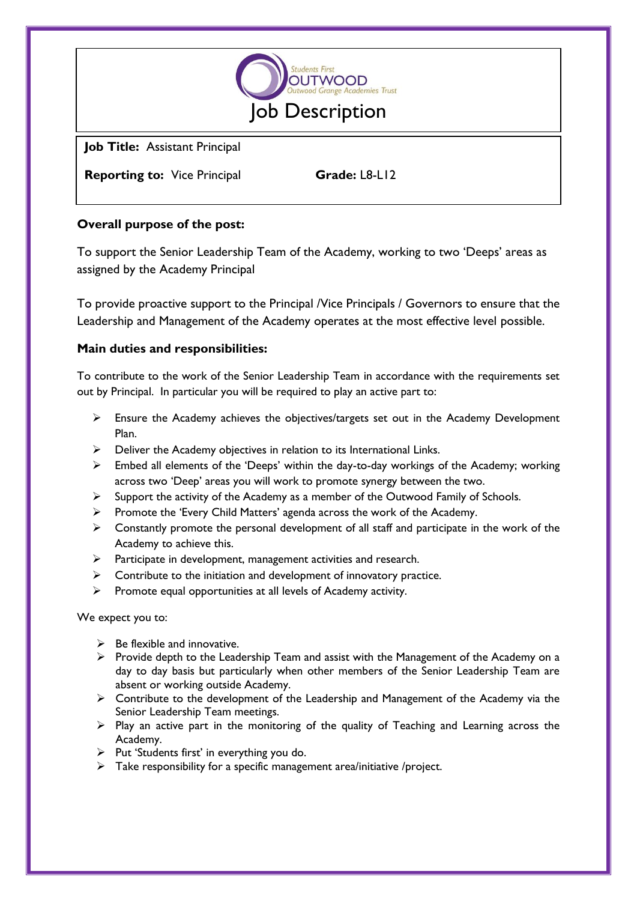Students First
OUTWOOD
Outwood Grange Academies Trust

# Job Description

**Job Title:** Assistant Principal

**Reporting to:** Vice Principal **Grade:** L8-L12

## Overall purpose of the post:

To support the Senior Leadership Team of the Academy, working to two 'Deeps' areas as assigned by the Academy Principal

To provide proactive support to the Principal /Vice Principals / Governors to ensure that the Leadership and Management of the Academy operates at the most effective level possible.

## Main duties and responsibilities:

To contribute to the work of the Senior Leadership Team in accordance with the requirements set out by Principal. In particular you will be required to play an active part to:

- Ensure the Academy achieves the objectives/targets set out in the Academy Development Plan.
- Deliver the Academy objectives in relation to its International Links.
- Embed all elements of the 'Deeps' within the day-to-day workings of the Academy; working across two 'Deep' areas you will work to promote synergy between the two.
- Support the activity of the Academy as a member of the Outwood Family of Schools.
- Promote the 'Every Child Matters' agenda across the work of the Academy.
- Constantly promote the personal development of all staff and participate in the work of the Academy to achieve this.
- Participate in development, management activities and research.
- Contribute to the initiation and development of innovatory practice.
- Promote equal opportunities at all levels of Academy activity.

We expect you to:

- Be flexible and innovative.
- Provide depth to the Leadership Team and assist with the Management of the Academy on a day to day basis but particularly when other members of the Senior Leadership Team are absent or working outside Academy.
- Contribute to the development of the Leadership and Management of the Academy via the Senior Leadership Team meetings.
- Play an active part in the monitoring of the quality of Teaching and Learning across the Academy.
- Put 'Students first' in everything you do.
- Take responsibility for a specific management area/initiative /project.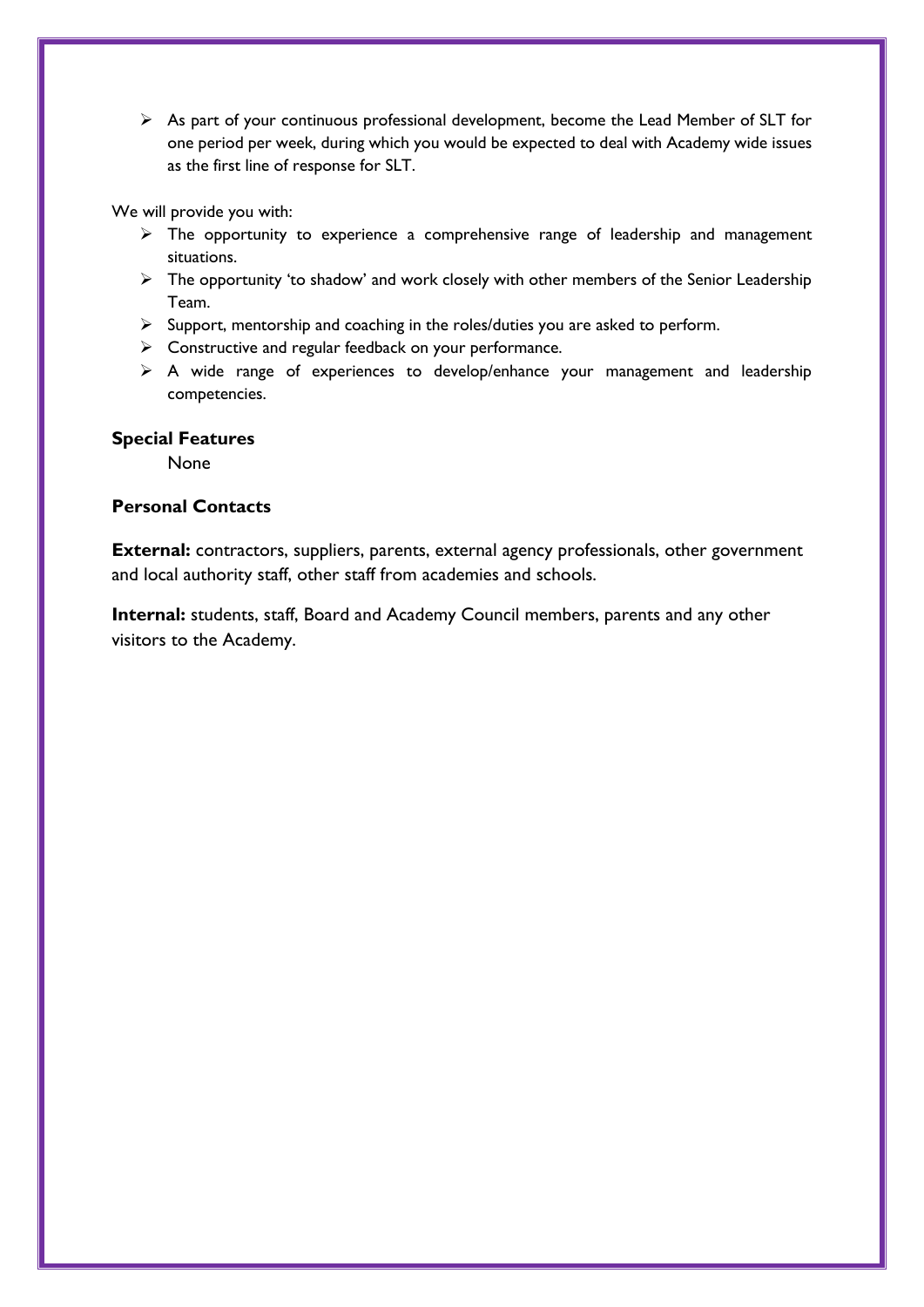- As part of your continuous professional development, become the Lead Member of SLT for one period per week, during which you would be expected to deal with Academy wide issues as the first line of response for SLT.

We will provide you with:

- The opportunity to experience a comprehensive range of leadership and management situations.
- The opportunity 'to shadow' and work closely with other members of the Senior Leadership Team.
- Support, mentorship and coaching in the roles/duties you are asked to perform.
- Constructive and regular feedback on your performance.
- A wide range of experiences to develop/enhance your management and leadership competencies.

### Special Features

None

### Personal Contacts

**External:** contractors, suppliers, parents, external agency professionals, other government and local authority staff, other staff from academies and schools.

**Internal:** students, staff, Board and Academy Council members, parents and any other visitors to the Academy.